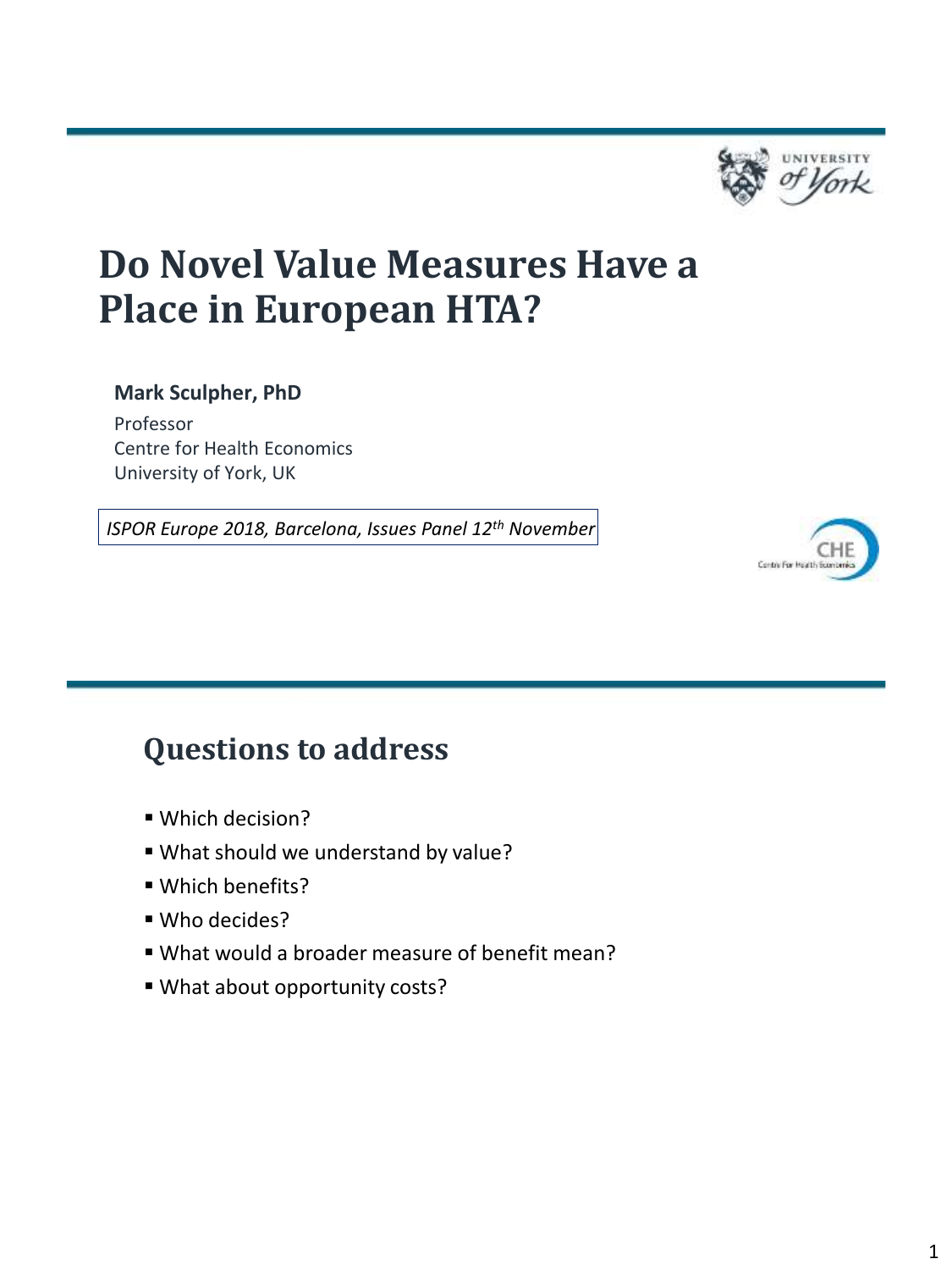# Do Novel Value Measures Have a Place in European HTA?

**Mark Sculpher, PhD**

Professor
Centre for Health Economics
University of York, UK

*ISPOR Europe 2018, Barcelona, Issues Panel 12th November*

## Questions to address

- Which decision?
- What should we understand by value?
- Which benefits?
- Who decides?
- What would a broader measure of benefit mean?
- What about opportunity costs?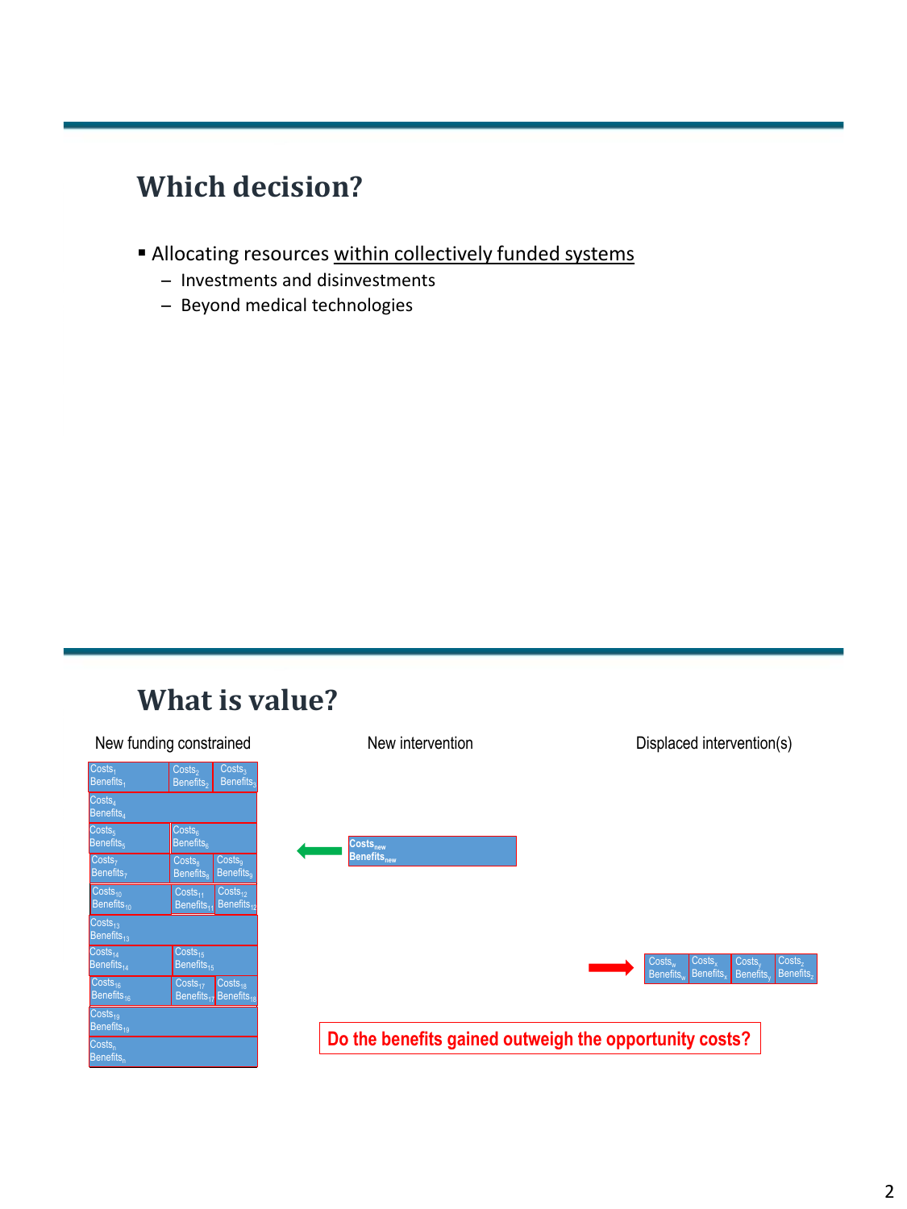## Which decision?

- Allocating resources within collectively funded systems
  - Investments and disinvestments
  - Beyond medical technologies

## What is value?

New funding constrained

| | | |
|---|---|---|
| $Costs_1$ $Benefits_1$ | $Costs_2$ $Benefits_2$ | $Costs_3$ $Benefits_3$ |
| $Costs_4$ $Benefits_4$ | | |
| $Costs_5$ $Benefits_5$ | $Costs_6$ $Benefits_6$ | |
| $Costs_7$ $Benefits_7$ | $Costs_8$ $Benefits_8$ | $Costs_9$ $Benefits_9$ |
| $Costs_{10}$ $Benefits_{10}$ | $Costs_{11}$ $Benefits_{11}$ | $Costs_{12}$ $Benefits_{12}$ |
| $Costs_{13}$ $Benefits_{13}$ | | |
| $Costs_{14}$ $Benefits_{14}$ | $Costs_{15}$ $Benefits_{15}$ | |
| $Costs_{16}$ $Benefits_{16}$ | $Costs_{17}$ $Benefits_{17}$ | $Costs_{18}$ $Benefits_{18}$ |
| $Costs_{19}$ $Benefits_{19}$ | | |
| $Costs_n$ $Benefits_n$ | | |

New intervention

$Costs_{new}$ $Benefits_{new}$

Displaced intervention(s)

| | | | |
|---|---|---|---|
| $Costs_w$ $Benefits_w$ | $Costs_x$ $Benefits_x$ | $Costs_y$ $Benefits_y$ | $Costs_z$ $Benefits_z$ |

**Do the benefits gained outweigh the opportunity costs?**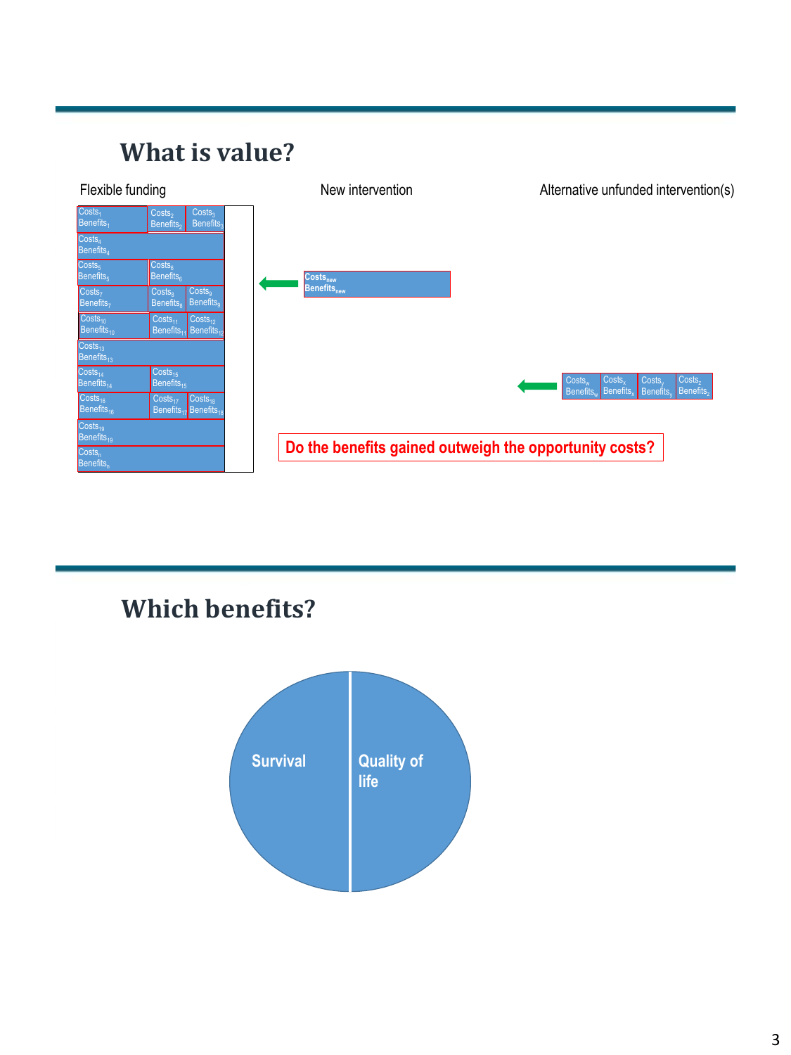## What is value?

Flexible funding

| | | |
|---|---|---|
| $Costs_1$ $Benefits_1$ | $Costs_2$ $Benefits_2$ | $Costs_3$ $Benefits_3$ |
| $Costs_4$ $Benefits_4$ | | |
| $Costs_5$ $Benefits_5$ | $Costs_6$ $Benefits_6$ | |
| $Costs_7$ $Benefits_7$ | $Costs_8$ $Benefits_8$ | $Costs_9$ $Benefits_9$ |
| $Costs_{10}$ $Benefits_{10}$ | $Costs_{11}$ $Benefits_{11}$ | $Costs_{12}$ $Benefits_{12}$ |
| $Costs_{13}$ $Benefits_{13}$ | | |
| $Costs_{14}$ $Benefits_{14}$ | $Costs_{15}$ $Benefits_{15}$ | |
| $Costs_{16}$ $Benefits_{16}$ | $Costs_{17}$ $Benefits_{17}$ | $Costs_{18}$ $Benefits_{18}$ |
| $Costs_{19}$ $Benefits_{19}$ | | |
| $Costs_n$ $Benefits_n$ | | |

New intervention

$Costs_{new}$ $Benefits_{new}$

Alternative unfunded intervention(s)

| | | | |
|---|---|---|---|
| $Costs_w$ $Benefits_w$ | $Costs_x$ $Benefits_x$ | $Costs_y$ $Benefits_y$ | $Costs_z$ $Benefits_z$ |

**Do the benefits gained outweigh the opportunity costs?**

## Which benefits?

Survival | Quality of life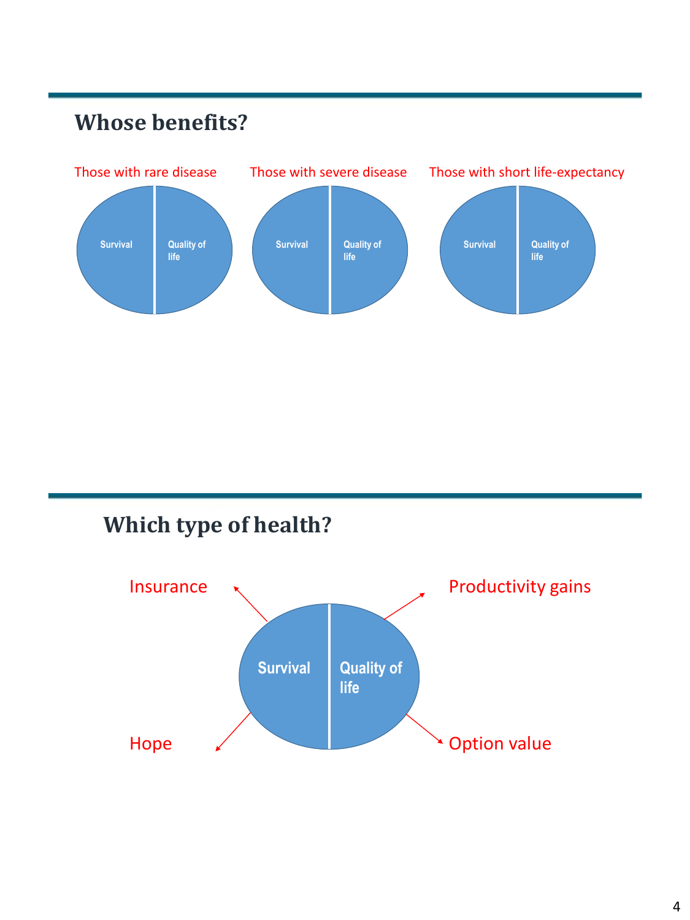## Whose benefits?

Those with rare disease

- Survival
- Quality of life

Those with severe disease

- Survival
- Quality of life

Those with short life-expectancy

- Survival
- Quality of life

## Which type of health?

- Survival
- Quality of life

Insurance

Productivity gains

Hope

Option value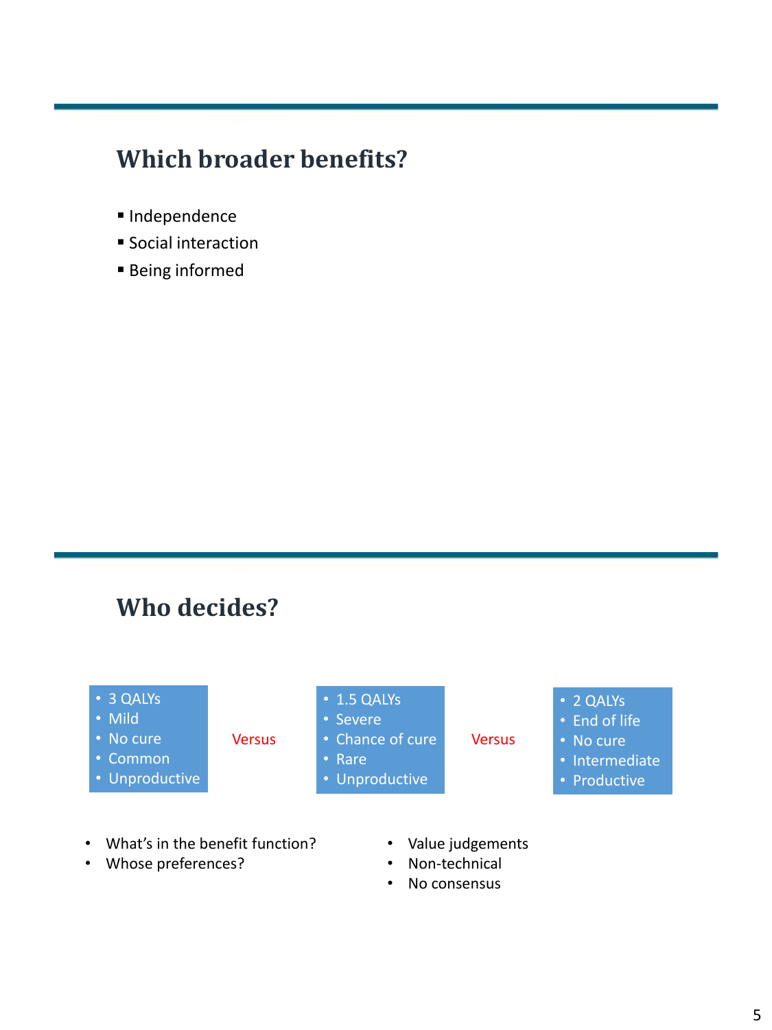## Which broader benefits?

- Independence
- Social interaction
- Being informed

## Who decides?

| | | | | |
|---|---|---|---|---|
| 3 QALYs<br>Mild<br>No cure<br>Common<br>Unproductive | Versus | 1.5 QALYs<br>Severe<br>Chance of cure<br>Rare<br>Unproductive | Versus | 2 QALYs<br>End of life<br>No cure<br>Intermediate<br>Productive |

- What's in the benefit function?
- Whose preferences?

- Value judgements
- Non-technical
- No consensus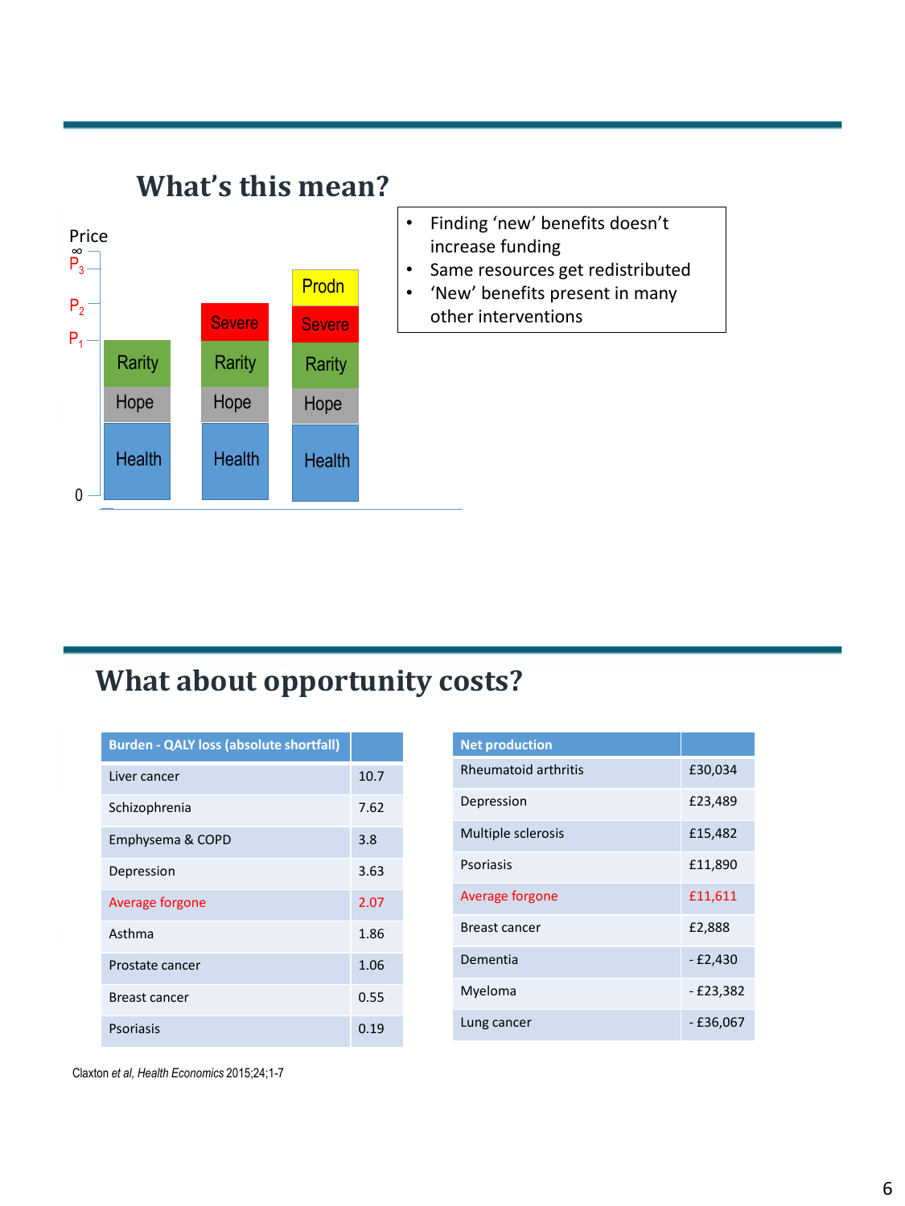## What's this mean?

Price

∞

$P_3$

$P_2$

$P_1$

0

| | | |
|---|---|---|
| | | Prodn |
| | Severe | Severe |
| Rarity | Rarity | Rarity |
| Hope | Hope | Hope |
| Health | Health | Health |

- Finding 'new' benefits doesn't increase funding
- Same resources get redistributed
- 'New' benefits present in many other interventions

## What about opportunity costs?

| Burden - QALY loss (absolute shortfall) | |
|---|---|
| Liver cancer | 10.7 |
| Schizophrenia | 7.62 |
| Emphysema & COPD | 3.8 |
| Depression | 3.63 |
| Average forgone | 2.07 |
| Asthma | 1.86 |
| Prostate cancer | 1.06 |
| Breast cancer | 0.55 |
| Psoriasis | 0.19 |

| Net production | |
|---|---|
| Rheumatoid arthritis | £30,034 |
| Depression | £23,489 |
| Multiple sclerosis | £15,482 |
| Psoriasis | £11,890 |
| Average forgone | £11,611 |
| Breast cancer | £2,888 |
| Dementia | - £2,430 |
| Myeloma | - £23,382 |
| Lung cancer | - £36,067 |

Claxton *et al*, *Health Economics* 2015;24;1-7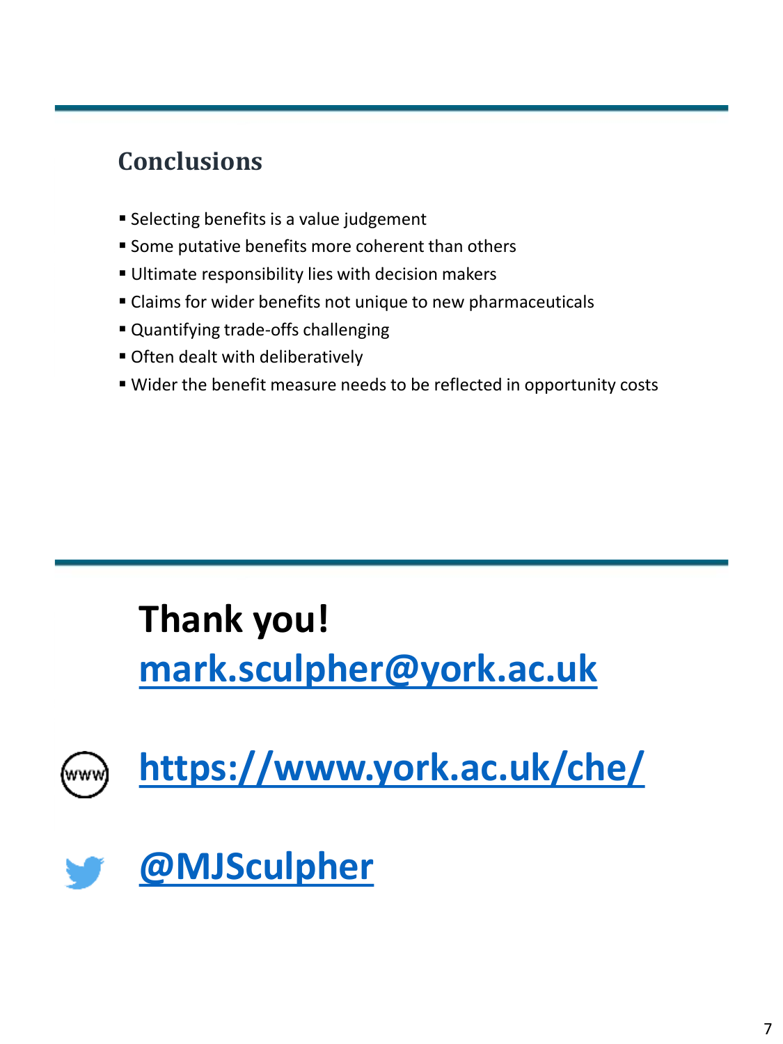## Conclusions

- Selecting benefits is a value judgement
- Some putative benefits more coherent than others
- Ultimate responsibility lies with decision makers
- Claims for wider benefits not unique to new pharmaceuticals
- Quantifying trade-offs challenging
- Often dealt with deliberatively
- Wider the benefit measure needs to be reflected in opportunity costs

**Thank you!**

**mark.sculpher@york.ac.uk**

**https://www.york.ac.uk/che/**

**@MJSculpher**